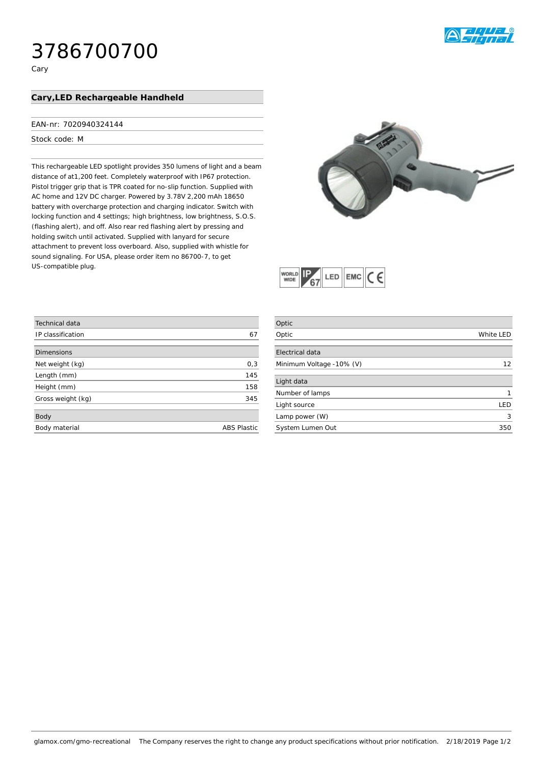# 3786700700

Cary

## Cary,LED Rechargeable Handheld

EAN-nr: 7020940324144

Stock code: M

This rechargeable LED spotlight provides 350 lumens of light and a beam distance of at1,200 feet. Completely waterproof with IP67 protection. Pistol trigger grip that is TPR coated for no-slip function. Supplied with AC home and 12V DC charger. Powered by 3.78V 2,200 mAh 18650 battery with overcharge protection and charging indicator. Switch with locking function and 4 settings; high brightness, low brightness, S.O.S. (flashing alert), and off. Also rear red flashing alert by pressing and holding switch until activated. Supplied with lanyard for secure attachment to prevent loss overboard. Also, supplied with whistle for sound signaling. For USA, please order item no 86700-7, to get US-compatible plug.

| Technical data | |
|---|---|
| IP classification | 67 |

| Dimensions | |
|---|---|
| Net weight (kg) | 0,3 |
| Length (mm) | 145 |
| Height (mm) | 158 |
| Gross weight (kg) | 345 |

| Body | |
|---|---|
| Body material | ABS Plastic |

| Optic | |
|---|---|
| Optic | White LED |

| Electrical data | |
|---|---|
| Minimum Voltage -10% (V) | 12 |

| Light data | |
|---|---|
| Number of lamps | 1 |
| Light source | LED |
| Lamp power (W) | 3 |
| System Lumen Out | 350 |

glamox.com/gmo-recreational The Company reserves the right to change any product specifications without prior notification. 2/18/2019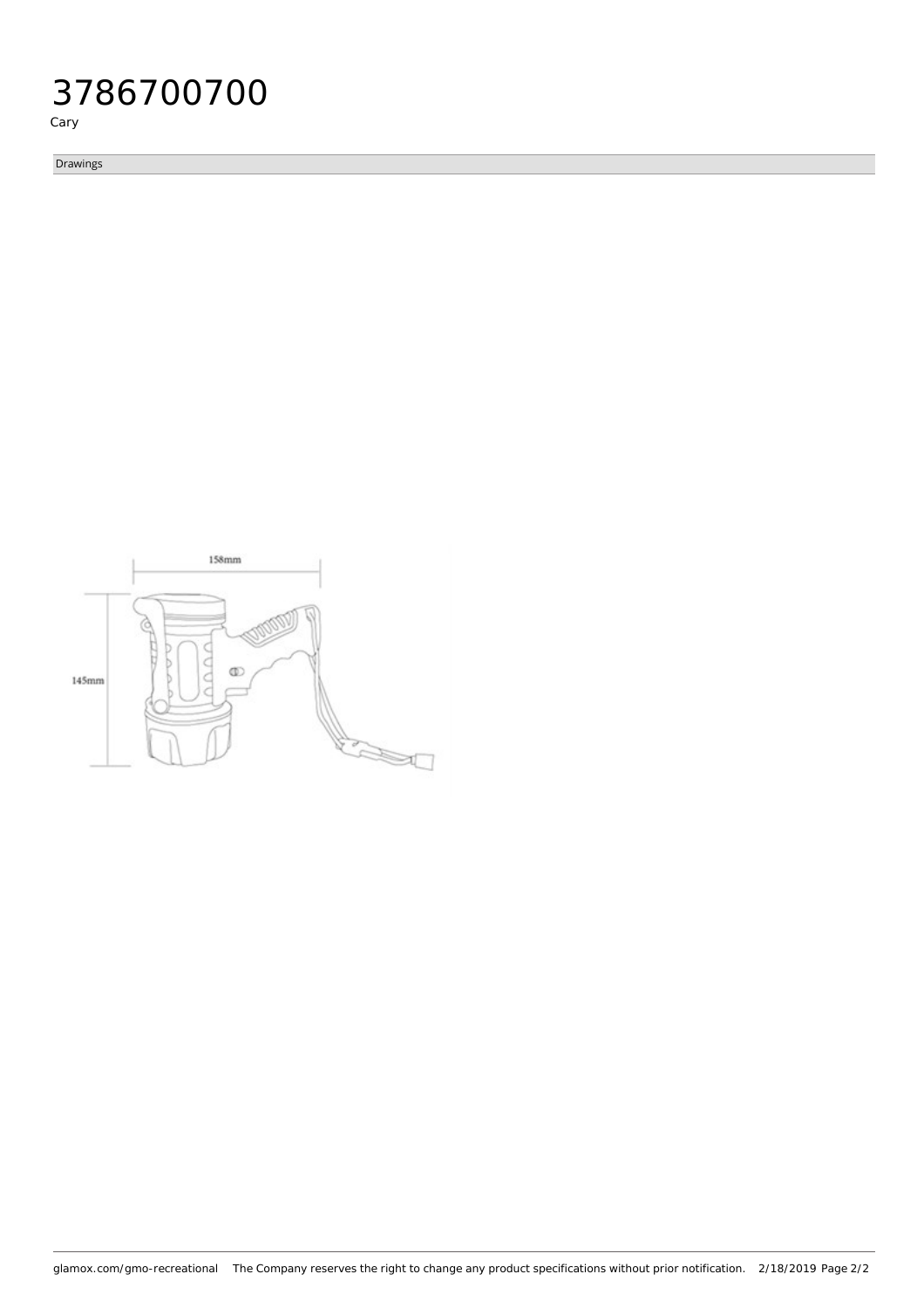# 3786700700

Cary

Drawings

158mm

145mm